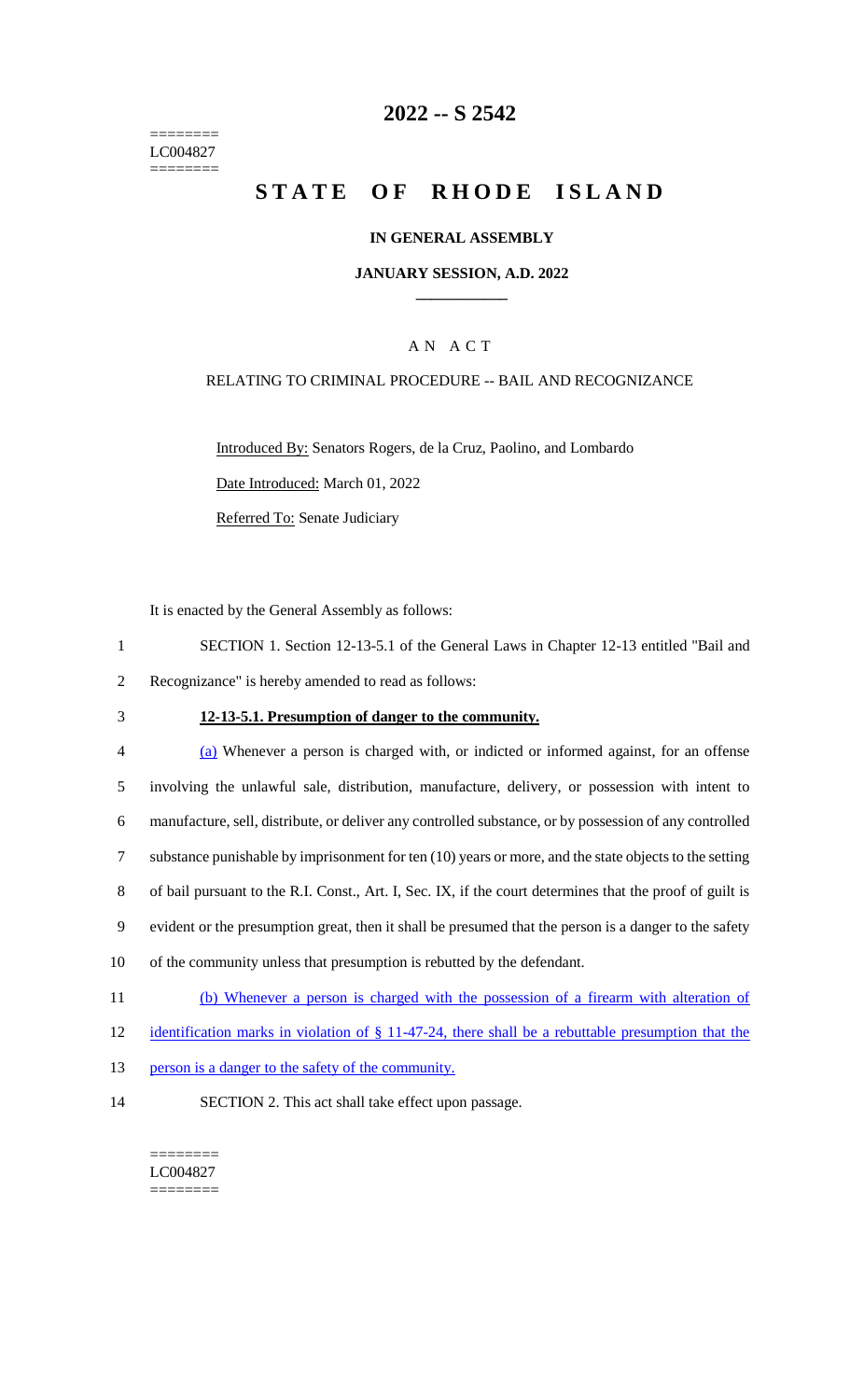========
LC004827
========

# 2022 -- S 2542

# STATE OF RHODE ISLAND

### IN GENERAL ASSEMBLY

### JANUARY SESSION, A.D. 2022

## A N A C T

### RELATING TO CRIMINAL PROCEDURE -- BAIL AND RECOGNIZANCE

Introduced By: Senators Rogers, de la Cruz, Paolino, and Lombardo

Date Introduced: March 01, 2022

Referred To: Senate Judiciary

It is enacted by the General Assembly as follows:

1 SECTION 1. Section 12-13-5.1 of the General Laws in Chapter 12-13 entitled "Bail and
2 Recognizance" is hereby amended to read as follows:

3 **12-13-5.1. Presumption of danger to the community.**

4 (a) Whenever a person is charged with, or indicted or informed against, for an offense
5 involving the unlawful sale, distribution, manufacture, delivery, or possession with intent to
6 manufacture, sell, distribute, or deliver any controlled substance, or by possession of any controlled
7 substance punishable by imprisonment for ten (10) years or more, and the state objects to the setting
8 of bail pursuant to the R.I. Const., Art. I, Sec. IX, if the court determines that the proof of guilt is
9 evident or the presumption great, then it shall be presumed that the person is a danger to the safety
10 of the community unless that presumption is rebutted by the defendant.

11 (b) Whenever a person is charged with the possession of a firearm with alteration of
12 identification marks in violation of § 11-47-24, there shall be a rebuttable presumption that the
13 person is a danger to the safety of the community.

14 SECTION 2. This act shall take effect upon passage.

========
LC004827
========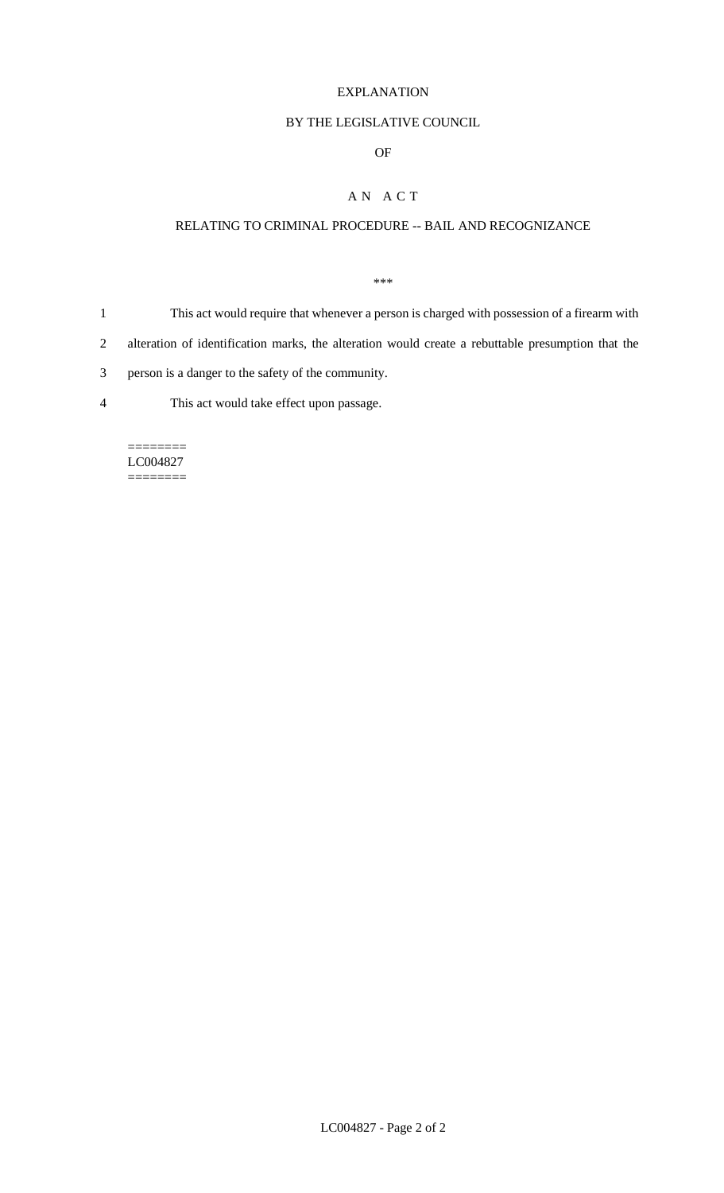EXPLANATION

BY THE LEGISLATIVE COUNCIL

OF

A N A C T

RELATING TO CRIMINAL PROCEDURE -- BAIL AND RECOGNIZANCE

\*\*\*

1 This act would require that whenever a person is charged with possession of a firearm with
2 alteration of identification marks, the alteration would create a rebuttable presumption that the
3 person is a danger to the safety of the community.
4 This act would take effect upon passage.

========
LC004827
========